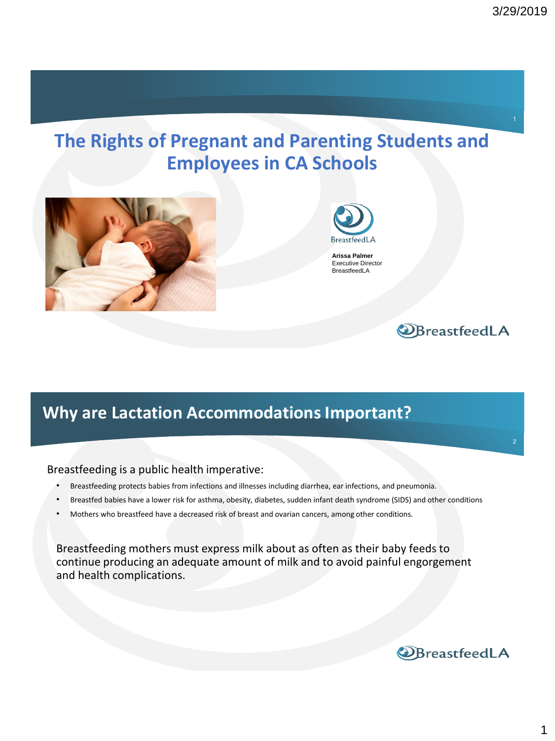# The Rights of Pregnant and Parenting Students and Employees in CA Schools

BreastfeedLA

**Arissa Palmer**
Executive Director
BreastfeedLA

BreastfeedLA

## Why are Lactation Accommodations Important?

Breastfeeding is a public health imperative:

- Breastfeeding protects babies from infections and illnesses including diarrhea, ear infections, and pneumonia.
- Breastfed babies have a lower risk for asthma, obesity, diabetes, sudden infant death syndrome (SIDS) and other conditions
- Mothers who breastfeed have a decreased risk of breast and ovarian cancers, among other conditions.

Breastfeeding mothers must express milk about as often as their baby feeds to continue producing an adequate amount of milk and to avoid painful engorgement and health complications.

BreastfeedLA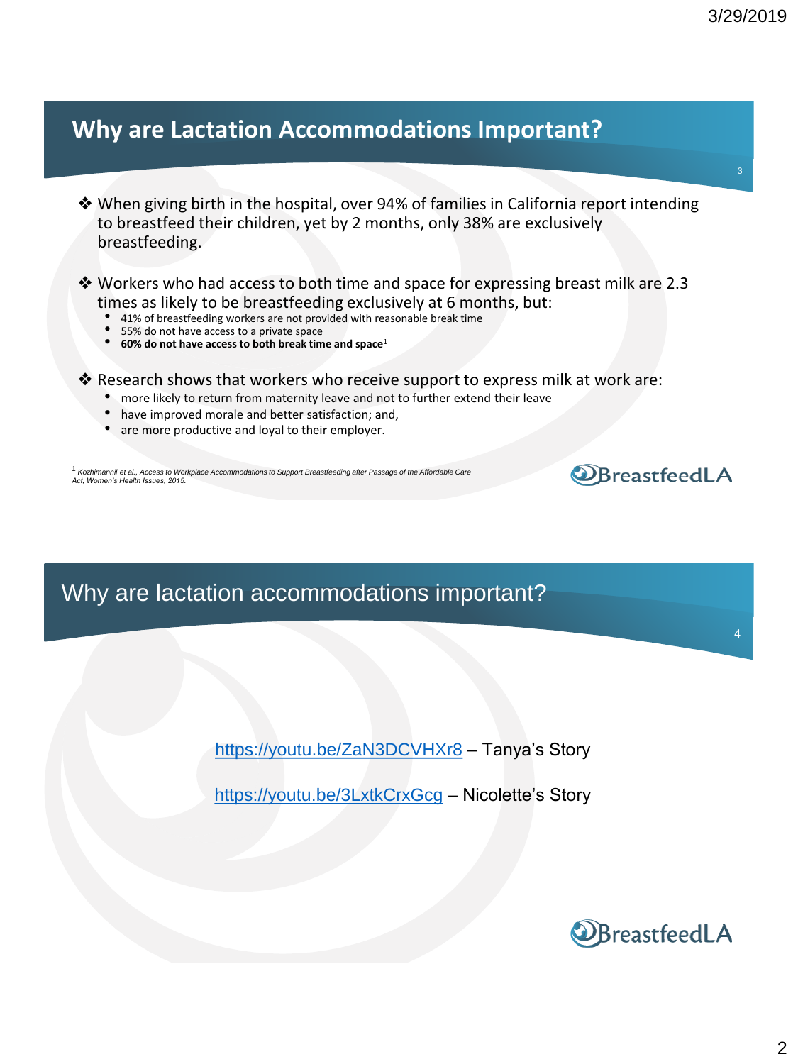## Why are Lactation Accommodations Important?

- When giving birth in the hospital, over 94% of families in California report intending to breastfeed their children, yet by 2 months, only 38% are exclusively breastfeeding.
- Workers who had access to both time and space for expressing breast milk are 2.3 times as likely to be breastfeeding exclusively at 6 months, but:
  - 41% of breastfeeding workers are not provided with reasonable break time
  - 55% do not have access to a private space
  - **60% do not have access to both break time and space**[1]
- Research shows that workers who receive support to express milk at work are:
  - more likely to return from maternity leave and not to further extend their leave
  - have improved morale and better satisfaction; and,
  - are more productive and loyal to their employer.

[1] *Kozhimannil et al., Access to Workplace Accommodations to Support Breastfeeding after Passage of the Affordable Care Act, Women's Health Issues, 2015.*

BreastfeedLA

## Why are lactation accommodations important?

https://youtu.be/ZaN3DCVHXr8 – Tanya's Story

https://youtu.be/3LxtkCrxGcg – Nicolette's Story

BreastfeedLA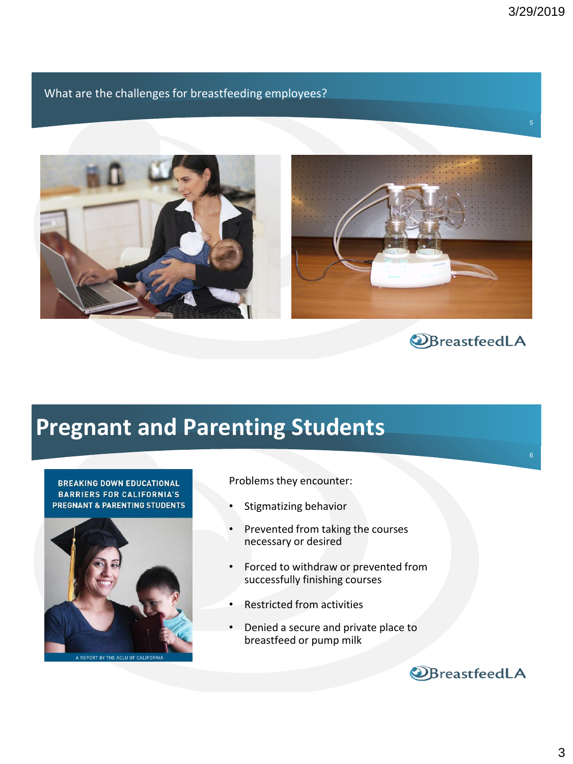## What are the challenges for breastfeeding employees?

BreastfeedLA

# Pregnant and Parenting Students

BREAKING DOWN EDUCATIONAL BARRIERS FOR CALIFORNIA'S PREGNANT & PARENTING STUDENTS

A REPORT BY THE ACLU OF CALIFORNIA

Problems they encounter:

- Stigmatizing behavior
- Prevented from taking the courses necessary or desired
- Forced to withdraw or prevented from successfully finishing courses
- Restricted from activities
- Denied a secure and private place to breastfeed or pump milk

BreastfeedLA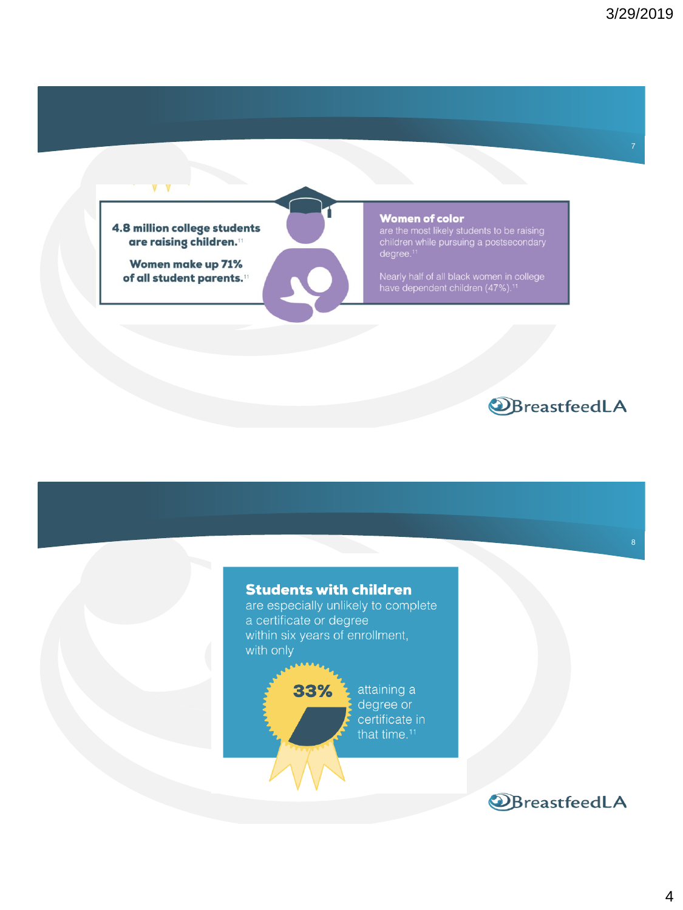**4.8 million college students are raising children.**[11]

**Women make up 71% of all student parents.**[11]

**Women of color** are the most likely students to be raising children while pursuing a postsecondary degree.[11]

Nearly half of all black women in college have dependent children (47%).[11]

BreastfeedLA

**Students with children** are especially unlikely to complete a certificate or degree within six years of enrollment, with only

33%

attaining a degree or certificate in that time.[11]

BreastfeedLA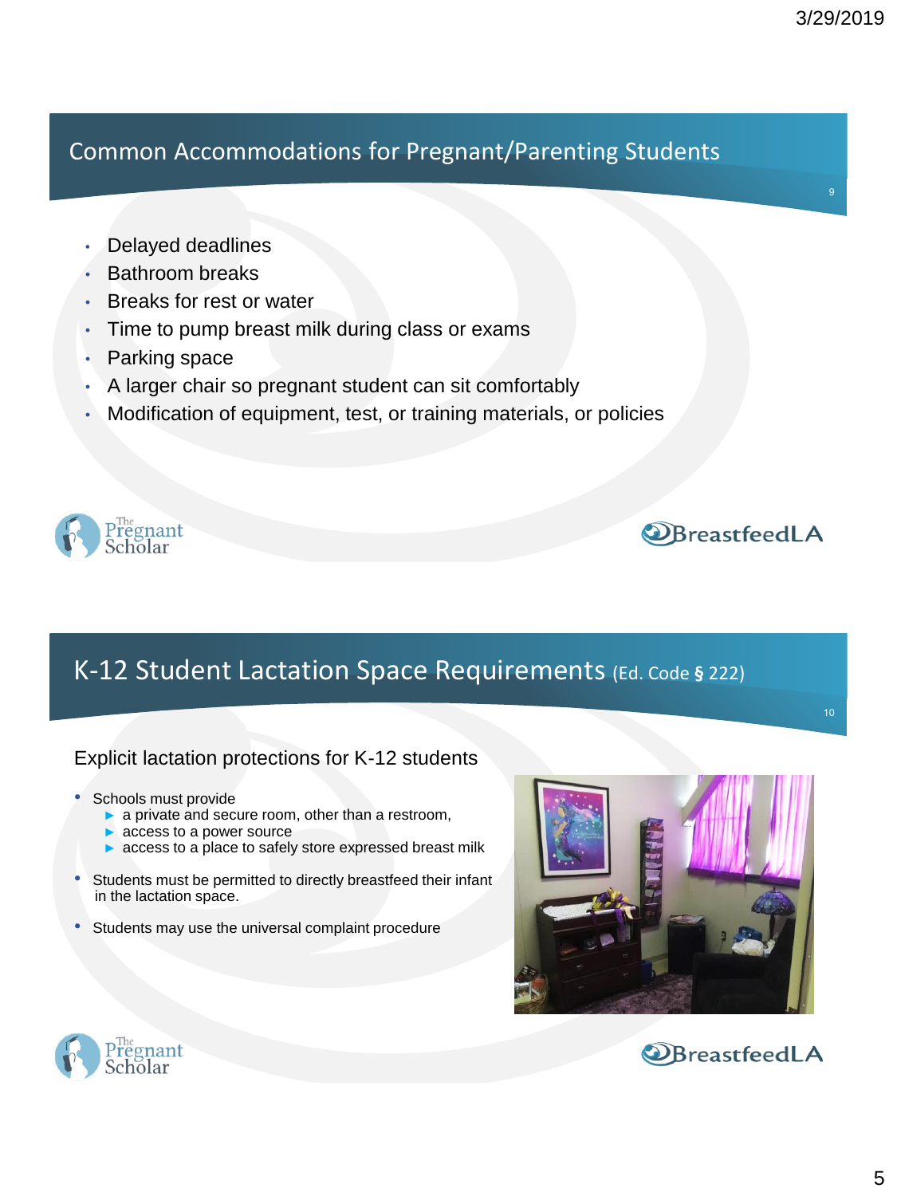## Common Accommodations for Pregnant/Parenting Students

- Delayed deadlines
- Bathroom breaks
- Breaks for rest or water
- Time to pump breast milk during class or exams
- Parking space
- A larger chair so pregnant student can sit comfortably
- Modification of equipment, test, or training materials, or policies

The Pregnant Scholar

BreastfeedLA

## K-12 Student Lactation Space Requirements (Ed. Code § 222)

### Explicit lactation protections for K-12 students

- Schools must provide
  - a private and secure room, other than a restroom,
  - access to a power source
  - access to a place to safely store expressed breast milk
- Students must be permitted to directly breastfeed their infant in the lactation space.
- Students may use the universal complaint procedure

The Pregnant Scholar

BreastfeedLA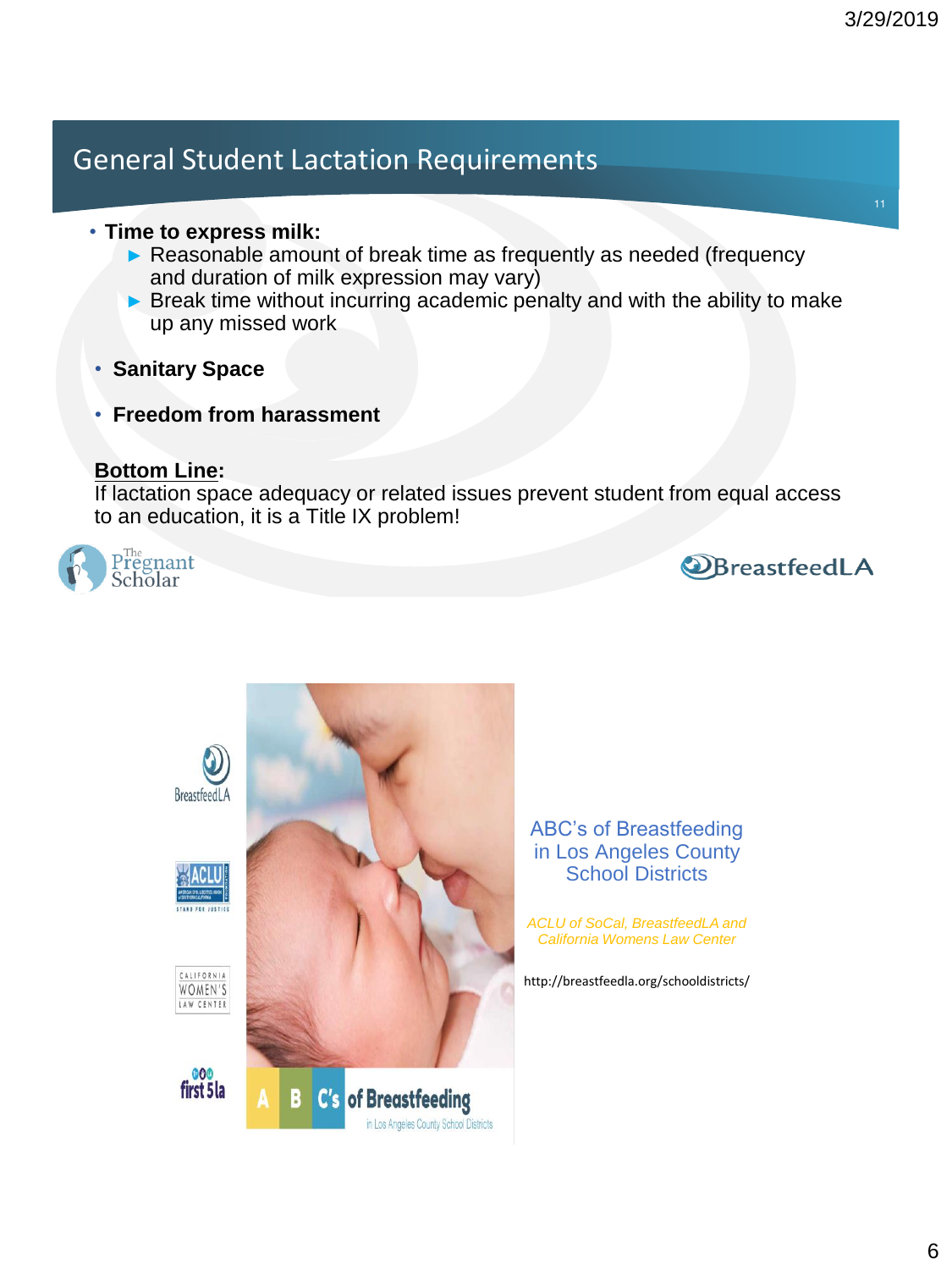## General Student Lactation Requirements

- **Time to express milk:**
  - Reasonable amount of break time as frequently as needed (frequency and duration of milk expression may vary)
  - Break time without incurring academic penalty and with the ability to make up any missed work
- **Sanitary Space**
- **Freedom from harassment**

**Bottom Line:**
If lactation space adequacy or related issues prevent student from equal access to an education, it is a Title IX problem!

The Pregnant Scholar

BreastfeedLA

ABC's of Breastfeeding in Los Angeles County School Districts

*ACLU of SoCal, BreastfeedLA and California Womens Law Center*

http://breastfeedla.org/schooldistricts/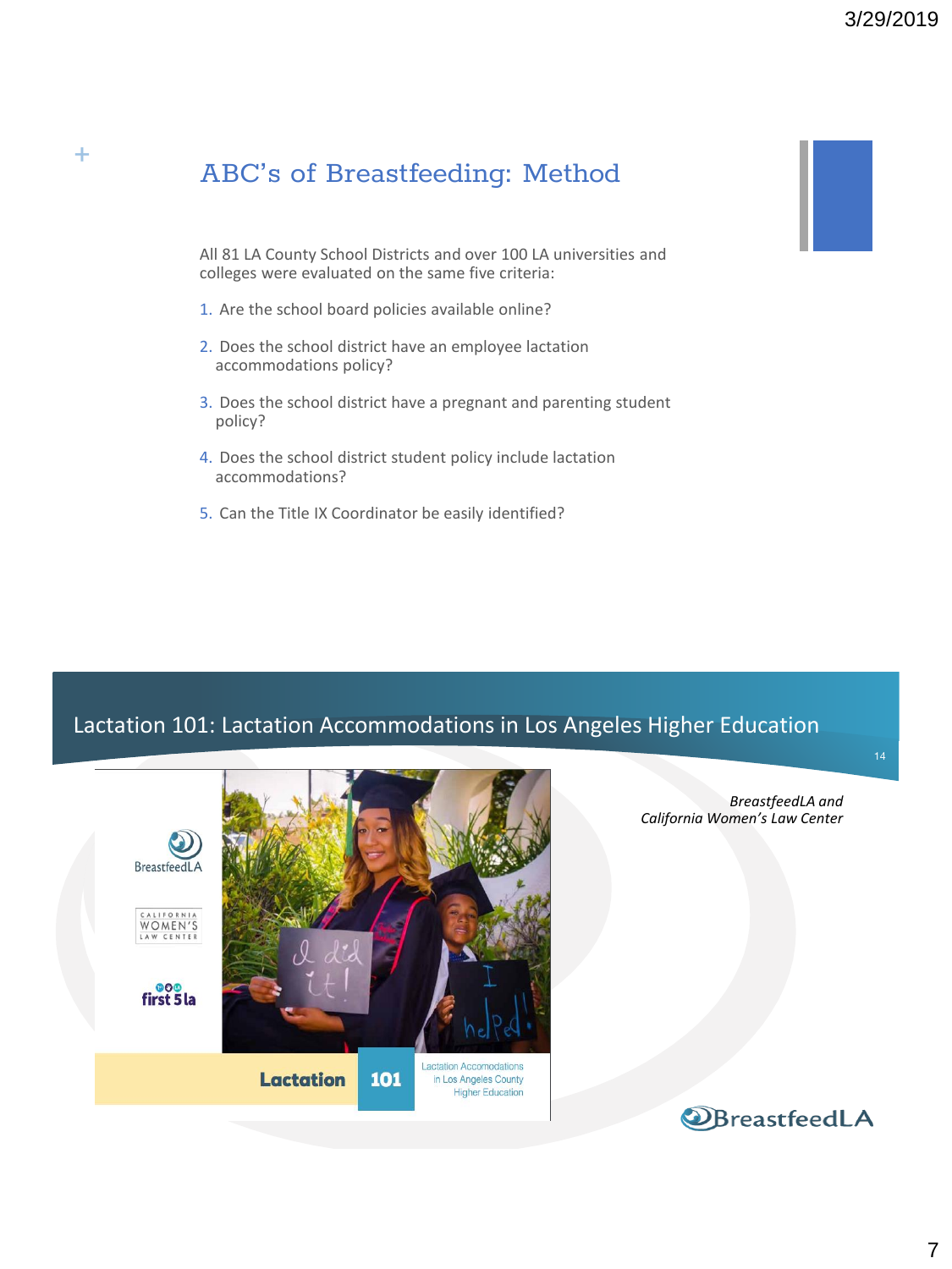## ABC's of Breastfeeding: Method

All 81 LA County School Districts and over 100 LA universities and colleges were evaluated on the same five criteria:

1. Are the school board policies available online?
2. Does the school district have an employee lactation accommodations policy?
3. Does the school district have a pregnant and parenting student policy?
4. Does the school district student policy include lactation accommodations?
5. Can the Title IX Coordinator be easily identified?

## Lactation 101: Lactation Accommodations in Los Angeles Higher Education

BreastfeedLA

CALIFORNIA WOMEN'S LAW CENTER

first 5 la

I did it!

I helped!

**Lactation 101**

Lactation Accommodations in Los Angeles County Higher Education

*BreastfeedLA and California Women's Law Center*

BreastfeedLA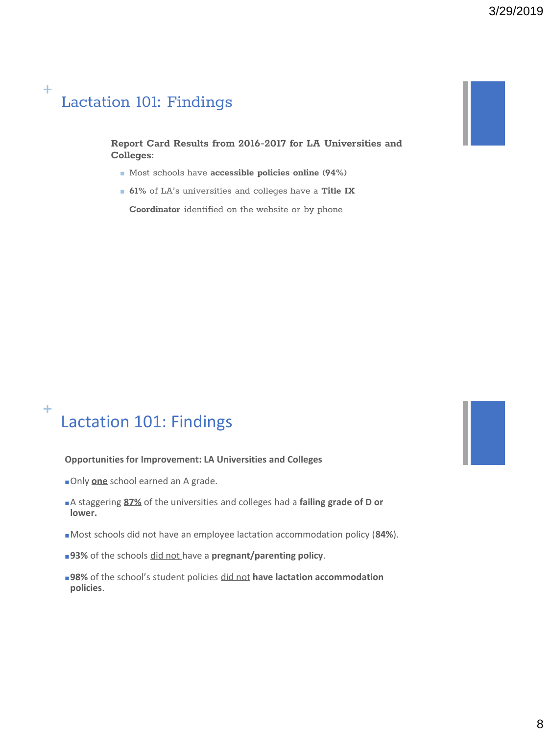## Lactation 101: Findings

**Report Card Results from 2016-2017 for LA Universities and Colleges:**

- Most schools have **accessible policies online** (**94%**)
- **61%** of LA's universities and colleges have a **Title IX Coordinator** identified on the website or by phone

## Lactation 101: Findings

**Opportunities for Improvement: LA Universities and Colleges**

- Only <u>**one**</u> school earned an A grade.
- A staggering <u>**87%**</u> of the universities and colleges had a **failing grade of D or lower.**
- Most schools did not have an employee lactation accommodation policy (**84%**).
- **93%** of the schools <u>did not</u> have a **pregnant/parenting policy**.
- **98%** of the school's student policies <u>did not</u> **have lactation accommodation policies**.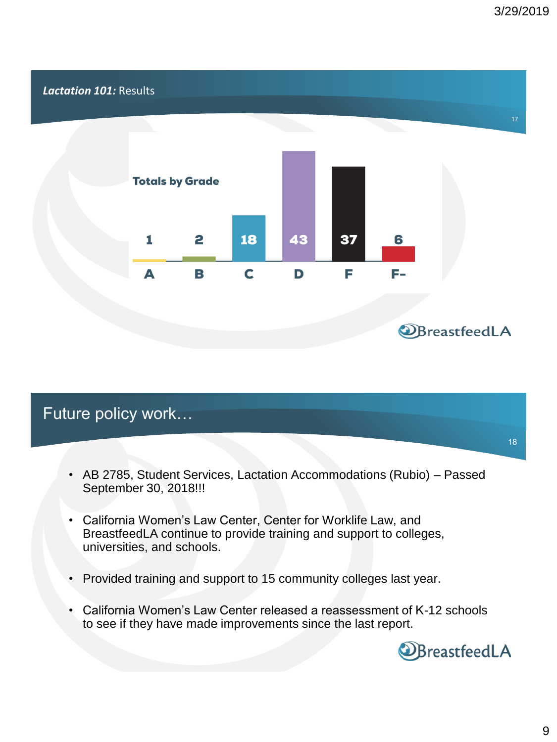## *Lactation 101:* Results

**Totals by Grade**

1
2
18
43
37
6

A
B
C
D
F
F-

BreastfeedLA

## Future policy work…

- AB 2785, Student Services, Lactation Accommodations (Rubio) – Passed September 30, 2018!!!
- California Women's Law Center, Center for Worklife Law, and BreastfeedLA continue to provide training and support to colleges, universities, and schools.
- Provided training and support to 15 community colleges last year.
- California Women's Law Center released a reassessment of K-12 schools to see if they have made improvements since the last report.

BreastfeedLA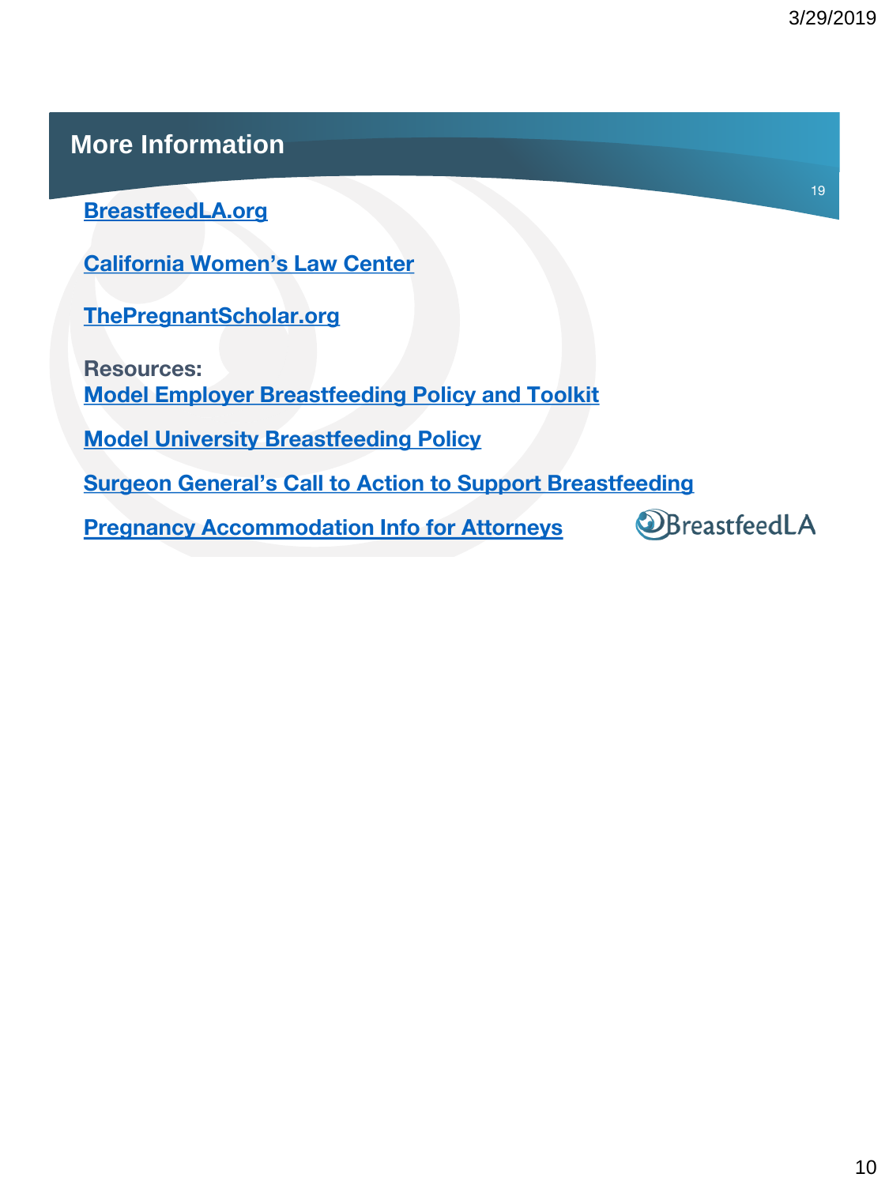## More Information

**BreastfeedLA.org**

**California Women's Law Center**

**ThePregnantScholar.org**

**Resources:**

**Model Employer Breastfeeding Policy and Toolkit**

**Model University Breastfeeding Policy**

**Surgeon General's Call to Action to Support Breastfeeding**

**Pregnancy Accommodation Info for Attorneys**

BreastfeedLA